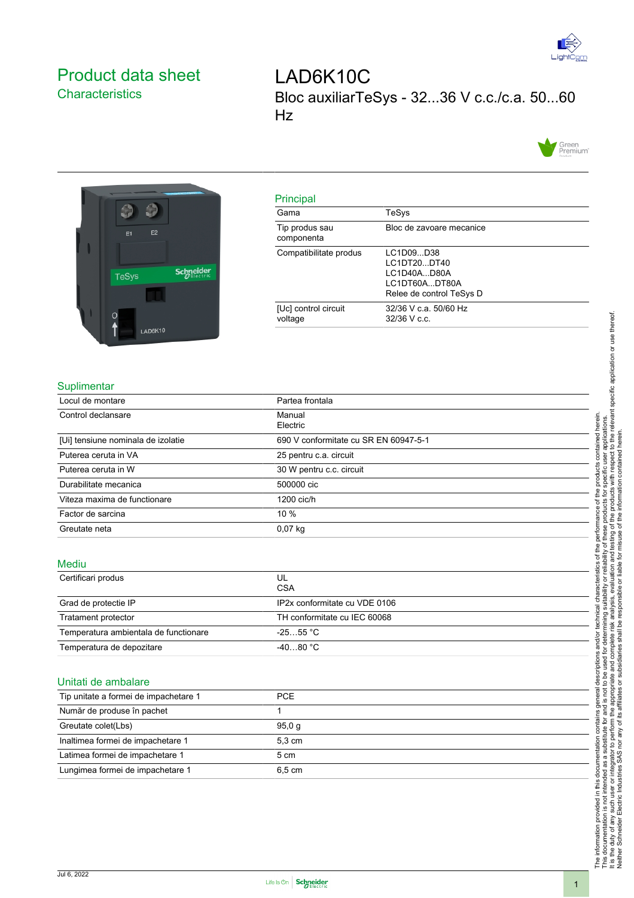# Product data sheet

## Characteristics

# LAD6K10C

Bloc auxiliarTeSys - 32...36 V c.c./c.a. 50...60 Hz

## Principal

| | |
|---|---|
| Gama | TeSys |
| Tip produs sau componenta | Bloc de zavoare mecanice |
| Compatibilitate produs | LC1D09...D38<br>LC1DT20...DT40<br>LC1D40A...D80A<br>LC1DT60A...DT80A<br>Relee de control TeSys D |
| [Uc] control circuit voltage | 32/36 V c.a. 50/60 Hz<br>32/36 V c.c. |

## Suplimentar

| | |
|---|---|
| Locul de montare | Partea frontala |
| Control declansare | Manual<br>Electric |
| [Ui] tensiune nominala de izolatie | 690 V conformitate cu SR EN 60947-5-1 |
| Puterea ceruta in VA | 25 pentru c.a. circuit |
| Puterea ceruta in W | 30 W pentru c.c. circuit |
| Durabilitate mecanica | 500000 cic |
| Viteza maxima de functionare | 1200 cic/h |
| Factor de sarcina | 10 % |
| Greutate neta | 0,07 kg |

## Mediu

| | |
|---|---|
| Certificari produs | UL<br>CSA |
| Grad de protectie IP | IP2x conformitate cu VDE 0106 |
| Tratament protector | TH conformitate cu IEC 60068 |
| Temperatura ambientala de functionare | -25…55 °C |
| Temperatura de depozitare | -40…80 °C |

## Unitati de ambalare

| | |
|---|---|
| Tip unitate a formei de impachetare 1 | PCE |
| Număr de produse în pachet | 1 |
| Greutate colet(Lbs) | 95,0 g |
| Inaltimea formei de impachetare 1 | 5,3 cm |
| Latimea formei de impachetare 1 | 5 cm |
| Lungimea formei de impachetare 1 | 6,5 cm |

The information provided in this documentation contains general descriptions and/or technical characteristics of the performance of the products contained herein. This documentation is not intended as a substitute for and is not to be used for determining suitability or reliability of these products for specific user applications. It is the duty of any such user or integrator to perform the appropriate and complete risk analysis, evaluation and testing of the products with respect to the relevant specific application or use thereof. Neither Schneider Electric Industries SAS nor any of its affiliates or subsidiaries shall be responsible or liable for misuse of the information contained herein.

Jul 6, 2022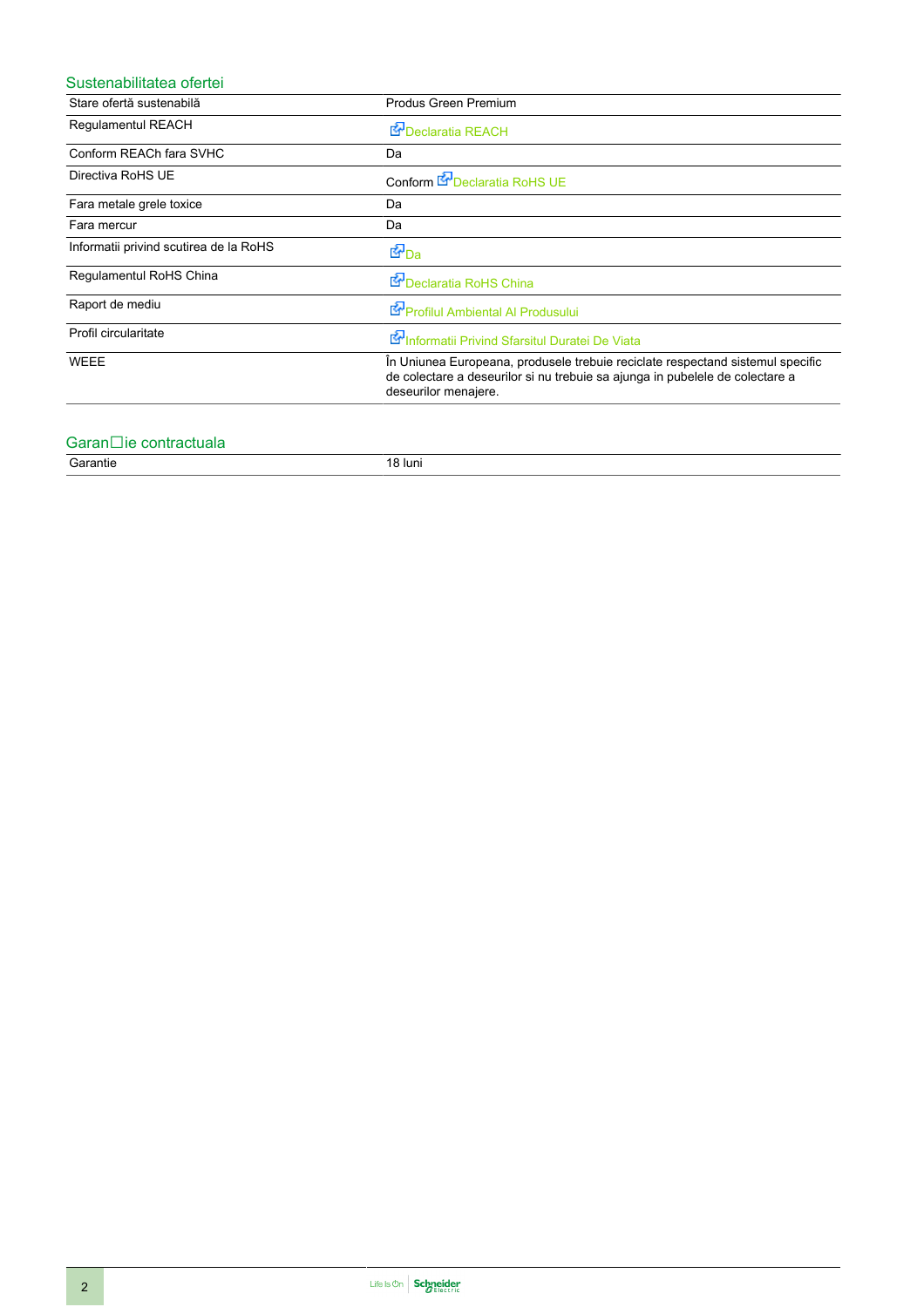## Sustenabilitatea ofertei

| | |
|---|---|
| Stare ofertă sustenabilă | Produs Green Premium |
| Regulamentul REACH | Declaratia REACH |
| Conform REACh fara SVHC | Da |
| Directiva RoHS UE | Conform Declaratia RoHS UE |
| Fara metale grele toxice | Da |
| Fara mercur | Da |
| Informatii privind scutirea de la RoHS | Da |
| Regulamentul RoHS China | Declaratia RoHS China |
| Raport de mediu | Profilul Ambiental Al Produsului |
| Profil circularitate | Informatii Privind Sfarsitul Duratei De Viata |
| WEEE | În Uniunea Europeana, produsele trebuie reciclate respectand sistemul specific de colectare a deseurilor si nu trebuie sa ajunga in pubelele de colectare a deseurilor menajere. |

## Garan□ie contractuala

| | |
|---|---|
| Garantie | 18 luni |